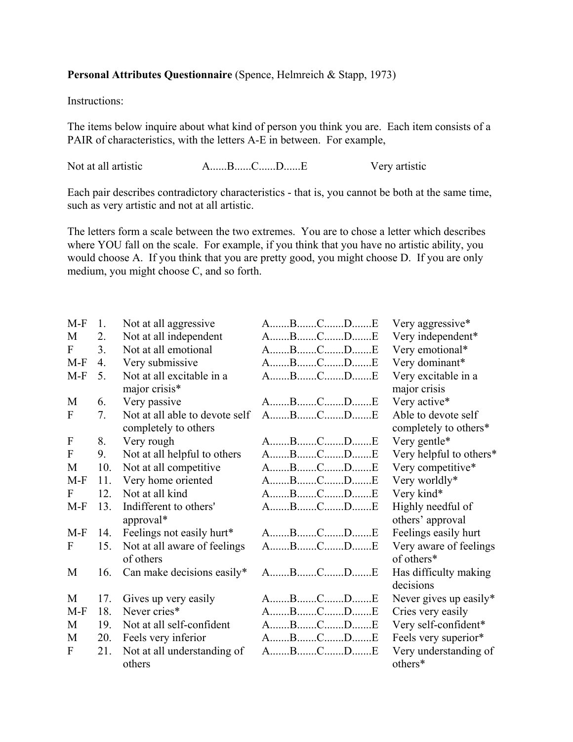**Personal Attributes Questionnaire** (Spence, Helmreich & Stapp, 1973)

Instructions:

The items below inquire about what kind of person you think you are. Each item consists of a PAIR of characteristics, with the letters A-E in between. For example,

Not at all artistic A......B......C......D......E Very artistic

Each pair describes contradictory characteristics - that is, you cannot be both at the same time, such as very artistic and not at all artistic.

The letters form a scale between the two extremes. You are to chose a letter which describes where YOU fall on the scale. For example, if you think that you have no artistic ability, you would choose A. If you think that you are pretty good, you might choose D. If you are only medium, you might choose C, and so forth.

| | | | | |
|---|---|---|---|---|
| M-F | 1. | Not at all aggressive | A.......B.......C.......D.......E | Very aggressive* |
| M | 2. | Not at all independent | A.......B.......C.......D.......E | Very independent* |
| F | 3. | Not at all emotional | A.......B.......C.......D.......E | Very emotional* |
| M-F | 4. | Very submissive | A.......B.......C.......D.......E | Very dominant* |
| M-F | 5. | Not at all excitable in a major crisis* | A.......B.......C.......D.......E | Very excitable in a major crisis |
| M | 6. | Very passive | A.......B.......C.......D.......E | Very active* |
| F | 7. | Not at all able to devote self completely to others | A.......B.......C.......D.......E | Able to devote self completely to others* |
| F | 8. | Very rough | A.......B.......C.......D.......E | Very gentle* |
| F | 9. | Not at all helpful to others | A.......B.......C.......D.......E | Very helpful to others* |
| M | 10. | Not at all competitive | A.......B.......C.......D.......E | Very competitive* |
| M-F | 11. | Very home oriented | A.......B.......C.......D.......E | Very worldly* |
| F | 12. | Not at all kind | A.......B.......C.......D.......E | Very kind* |
| M-F | 13. | Indifferent to others' approval* | A.......B.......C.......D.......E | Highly needful of others' approval |
| M-F | 14. | Feelings not easily hurt* | A.......B.......C.......D.......E | Feelings easily hurt |
| F | 15. | Not at all aware of feelings of others | A.......B.......C.......D.......E | Very aware of feelings of others* |
| M | 16. | Can make decisions easily* | A.......B.......C.......D.......E | Has difficulty making decisions |
| M | 17. | Gives up very easily | A.......B.......C.......D.......E | Never gives up easily* |
| M-F | 18. | Never cries* | A.......B.......C.......D.......E | Cries very easily |
| M | 19. | Not at all self-confident | A.......B.......C.......D.......E | Very self-confident* |
| M | 20. | Feels very inferior | A.......B.......C.......D.......E | Feels very superior* |
| F | 21. | Not at all understanding of others | A.......B.......C.......D.......E | Very understanding of others* |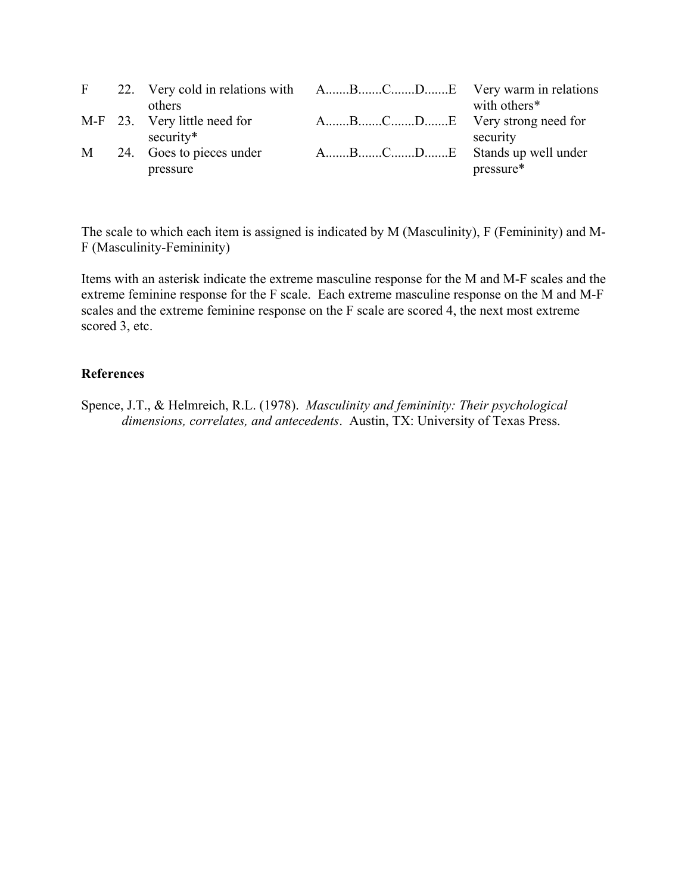| | | | | |
|---|---|---|---|---|
| F | 22. | Very cold in relations with others | A.......B.......C.......D.......E | Very warm in relations with others* |
| M-F | 23. | Very little need for security* | A.......B.......C.......D.......E | Very strong need for security |
| M | 24. | Goes to pieces under pressure | A.......B.......C.......D.......E | Stands up well under pressure* |

The scale to which each item is assigned is indicated by M (Masculinity), F (Femininity) and M-F (Masculinity-Femininity)

Items with an asterisk indicate the extreme masculine response for the M and M-F scales and the extreme feminine response for the F scale. Each extreme masculine response on the M and M-F scales and the extreme feminine response on the F scale are scored 4, the next most extreme scored 3, etc.

**References**

Spence, J.T., & Helmreich, R.L. (1978). *Masculinity and femininity: Their psychological dimensions, correlates, and antecedents*. Austin, TX: University of Texas Press.